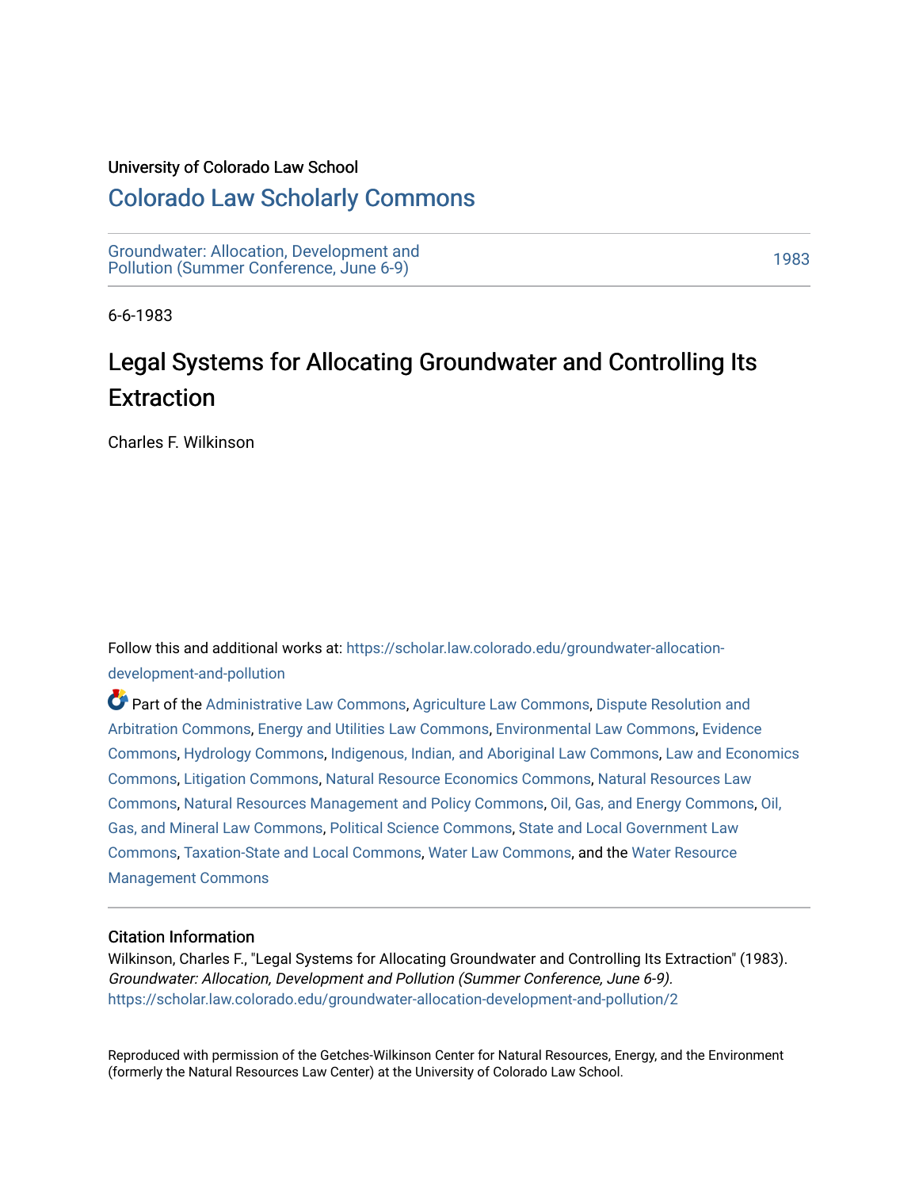University of Colorado Law School

## Colorado Law Scholarly Commons

Groundwater: Allocation, Development and Pollution (Summer Conference, June 6-9)

1983

6-6-1983

# Legal Systems for Allocating Groundwater and Controlling Its Extraction

Charles F. Wilkinson

Follow this and additional works at: https://scholar.law.colorado.edu/groundwater-allocation-development-and-pollution

Part of the Administrative Law Commons, Agriculture Law Commons, Dispute Resolution and Arbitration Commons, Energy and Utilities Law Commons, Environmental Law Commons, Evidence Commons, Hydrology Commons, Indigenous, Indian, and Aboriginal Law Commons, Law and Economics Commons, Litigation Commons, Natural Resource Economics Commons, Natural Resources Law Commons, Natural Resources Management and Policy Commons, Oil, Gas, and Energy Commons, Oil, Gas, and Mineral Law Commons, Political Science Commons, State and Local Government Law Commons, Taxation-State and Local Commons, Water Law Commons, and the Water Resource Management Commons

### Citation Information

Wilkinson, Charles F., "Legal Systems for Allocating Groundwater and Controlling Its Extraction" (1983). *Groundwater: Allocation, Development and Pollution (Summer Conference, June 6-9).*
https://scholar.law.colorado.edu/groundwater-allocation-development-and-pollution/2

Reproduced with permission of the Getches-Wilkinson Center for Natural Resources, Energy, and the Environment (formerly the Natural Resources Law Center) at the University of Colorado Law School.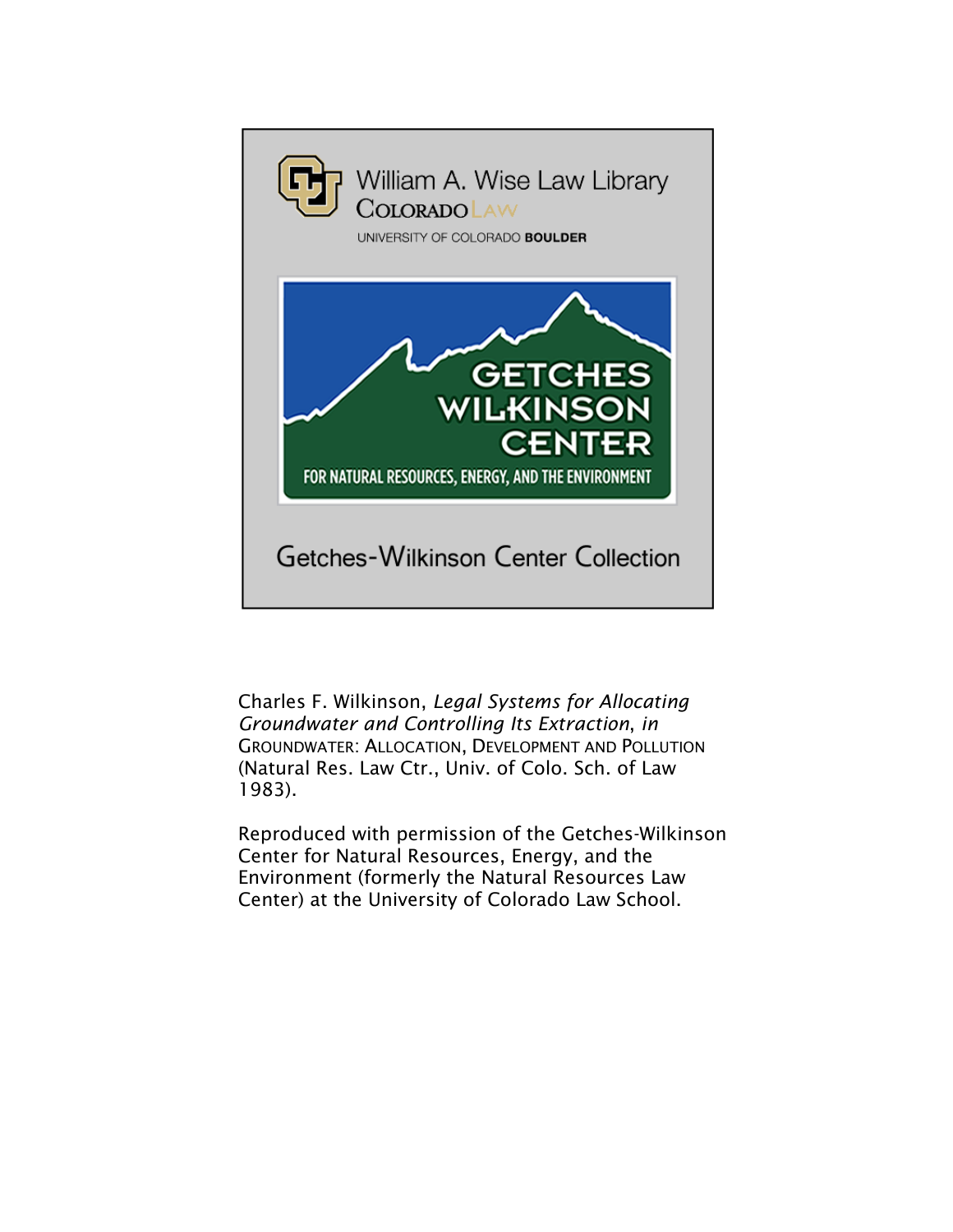William A. Wise Law Library
COLORADO LAW
UNIVERSITY OF COLORADO **BOULDER**

GETCHES WILKINSON CENTER
FOR NATURAL RESOURCES, ENERGY, AND THE ENVIRONMENT

Getches-Wilkinson Center Collection

Charles F. Wilkinson, *Legal Systems for Allocating Groundwater and Controlling Its Extraction*, *in* GROUNDWATER: ALLOCATION, DEVELOPMENT AND POLLUTION (Natural Res. Law Ctr., Univ. of Colo. Sch. of Law 1983).

Reproduced with permission of the Getches-Wilkinson Center for Natural Resources, Energy, and the Environment (formerly the Natural Resources Law Center) at the University of Colorado Law School.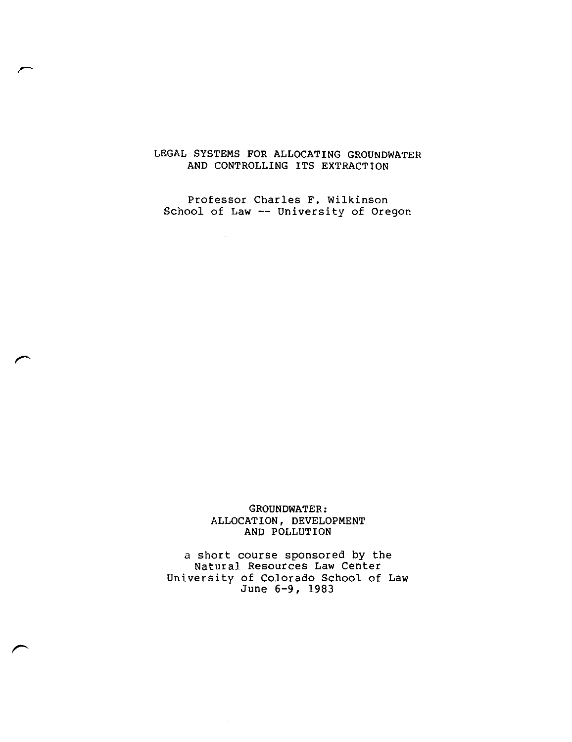# LEGAL SYSTEMS FOR ALLOCATING GROUNDWATER AND CONTROLLING ITS EXTRACTION

Professor Charles F. Wilkinson
School of Law -- University of Oregon

GROUNDWATER:
ALLOCATION, DEVELOPMENT
AND POLLUTION

a short course sponsored by the
Natural Resources Law Center
University of Colorado School of Law
June 6-9, 1983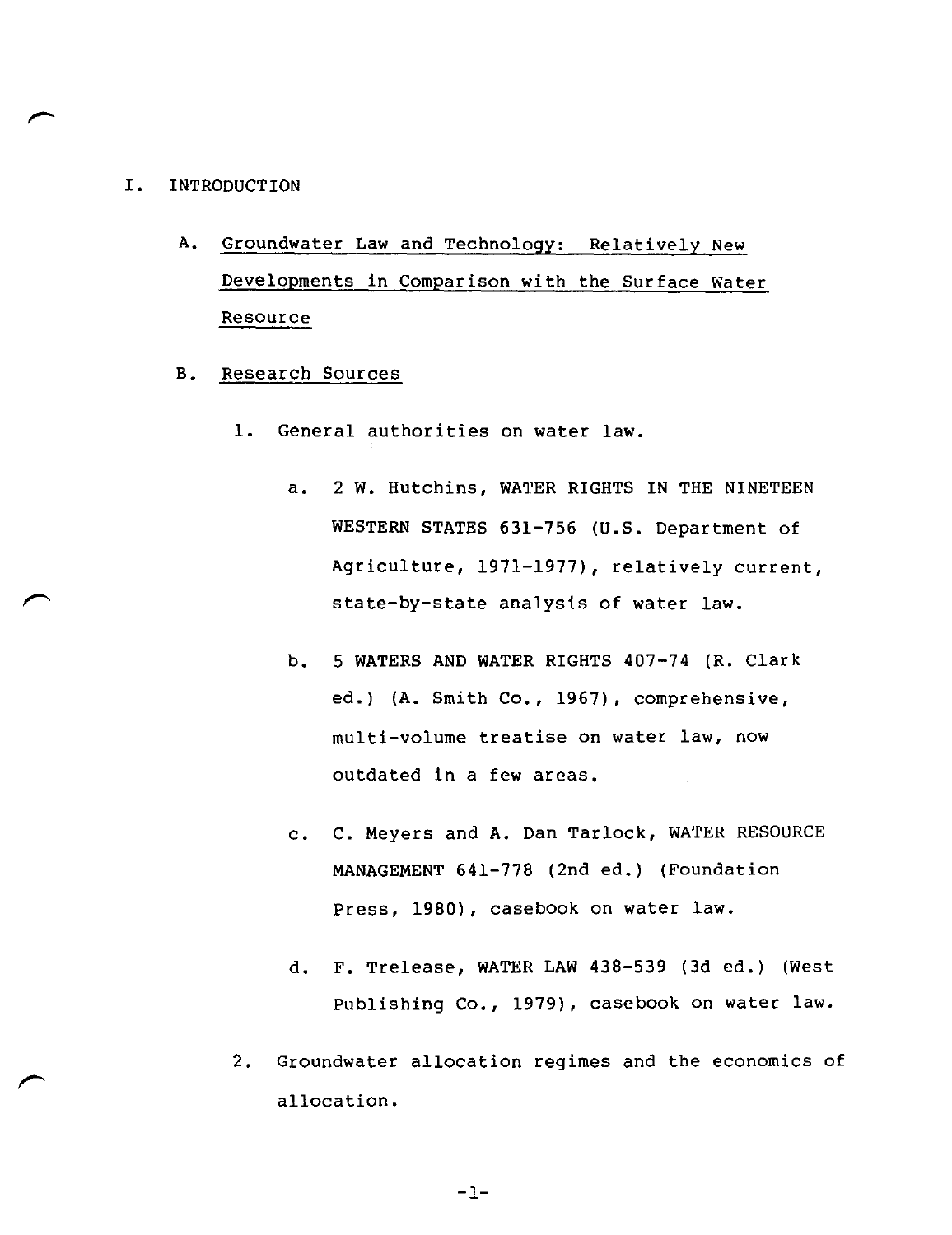# I. INTRODUCTION

## A. Groundwater Law and Technology: Relatively New Developments in Comparison with the Surface Water Resource

## B. Research Sources

1. General authorities on water law.

   a. 2 W. Hutchins, WATER RIGHTS IN THE NINETEEN WESTERN STATES 631-756 (U.S. Department of Agriculture, 1971-1977), relatively current, state-by-state analysis of water law.

   b. 5 WATERS AND WATER RIGHTS 407-74 (R. Clark ed.) (A. Smith Co., 1967), comprehensive, multi-volume treatise on water law, now outdated in a few areas.

   c. C. Meyers and A. Dan Tarlock, WATER RESOURCE MANAGEMENT 641-778 (2nd ed.) (Foundation Press, 1980), casebook on water law.

   d. F. Trelease, WATER LAW 438-539 (3d ed.) (West Publishing Co., 1979), casebook on water law.

2. Groundwater allocation regimes and the economics of allocation.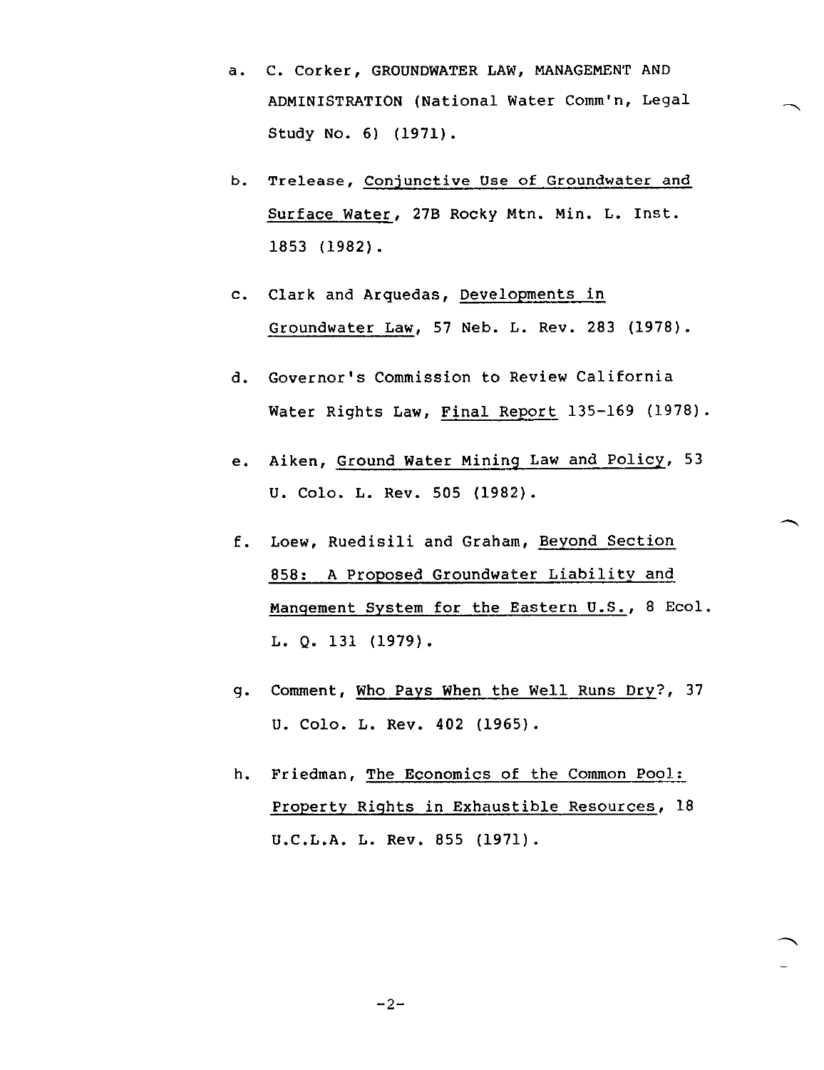a. C. Corker, GROUNDWATER LAW, MANAGEMENT AND ADMINISTRATION (National Water Comm'n, Legal Study No. 6) (1971).

b. Trelease, Conjunctive Use of Groundwater and Surface Water, 27B Rocky Mtn. Min. L. Inst. 1853 (1982).

c. Clark and Arquedas, Developments in Groundwater Law, 57 Neb. L. Rev. 283 (1978).

d. Governor's Commission to Review California Water Rights Law, Final Report 135-169 (1978).

e. Aiken, Ground Water Mining Law and Policy, 53 U. Colo. L. Rev. 505 (1982).

f. Loew, Ruedisili and Graham, Beyond Section 858: A Proposed Groundwater Liability and Manqement System for the Eastern U.S., 8 Ecol. L. Q. 131 (1979).

g. Comment, Who Pays When the Well Runs Dry?, 37 U. Colo. L. Rev. 402 (1965).

h. Friedman, The Economics of the Common Pool: Property Rights in Exhaustible Resources, 18 U.C.L.A. L. Rev. 855 (1971).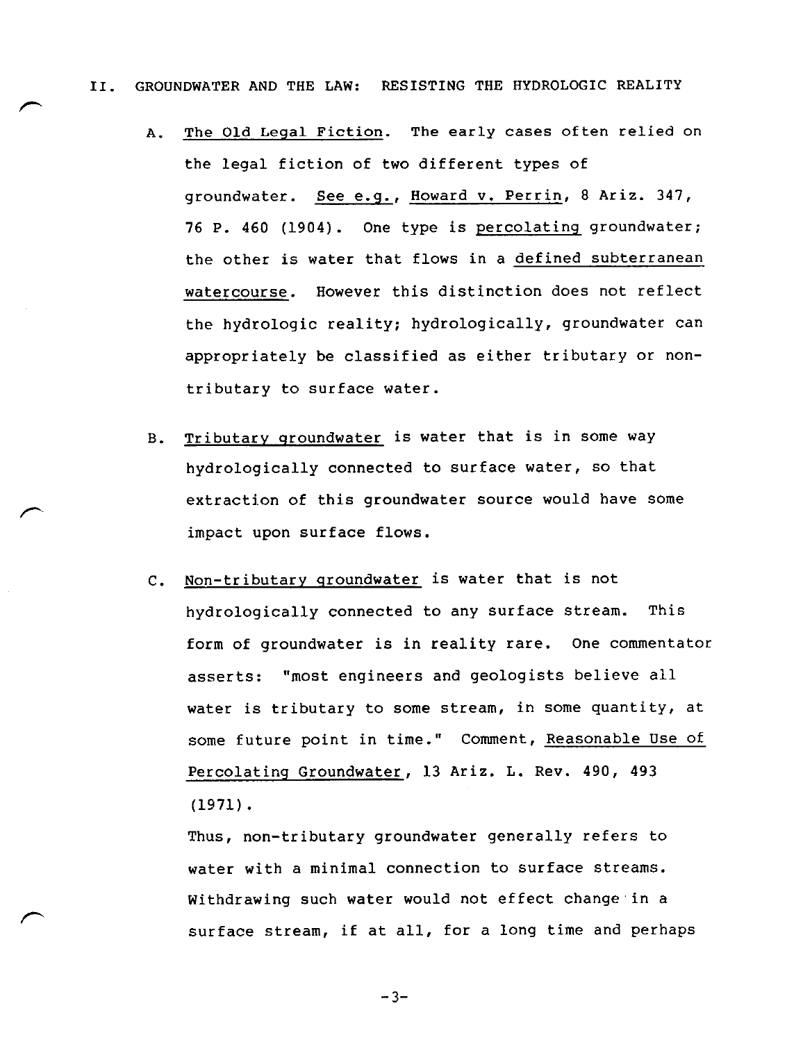## II. GROUNDWATER AND THE LAW: RESISTING THE HYDROLOGIC REALITY

A. The Old Legal Fiction. The early cases often relied on the legal fiction of two different types of groundwater. *See e.g.*, *Howard v. Perrin*, 8 Ariz. 347, 76 P. 460 (1904). One type is *percolating* groundwater; the other is water that flows in a *defined subterranean watercourse*. However this distinction does not reflect the hydrologic reality; hydrologically, groundwater can appropriately be classified as either tributary or non-tributary to surface water.

B. Tributary groundwater is water that is in some way hydrologically connected to surface water, so that extraction of this groundwater source would have some impact upon surface flows.

C. Non-tributary groundwater is water that is not hydrologically connected to any surface stream. This form of groundwater is in reality rare. One commentator asserts: "most engineers and geologists believe all water is tributary to some stream, in some quantity, at some future point in time." Comment, *Reasonable Use of Percolating Groundwater*, 13 Ariz. L. Rev. 490, 493 (1971).

Thus, non-tributary groundwater generally refers to water with a minimal connection to surface streams. Withdrawing such water would not effect change in a surface stream, if at all, for a long time and perhaps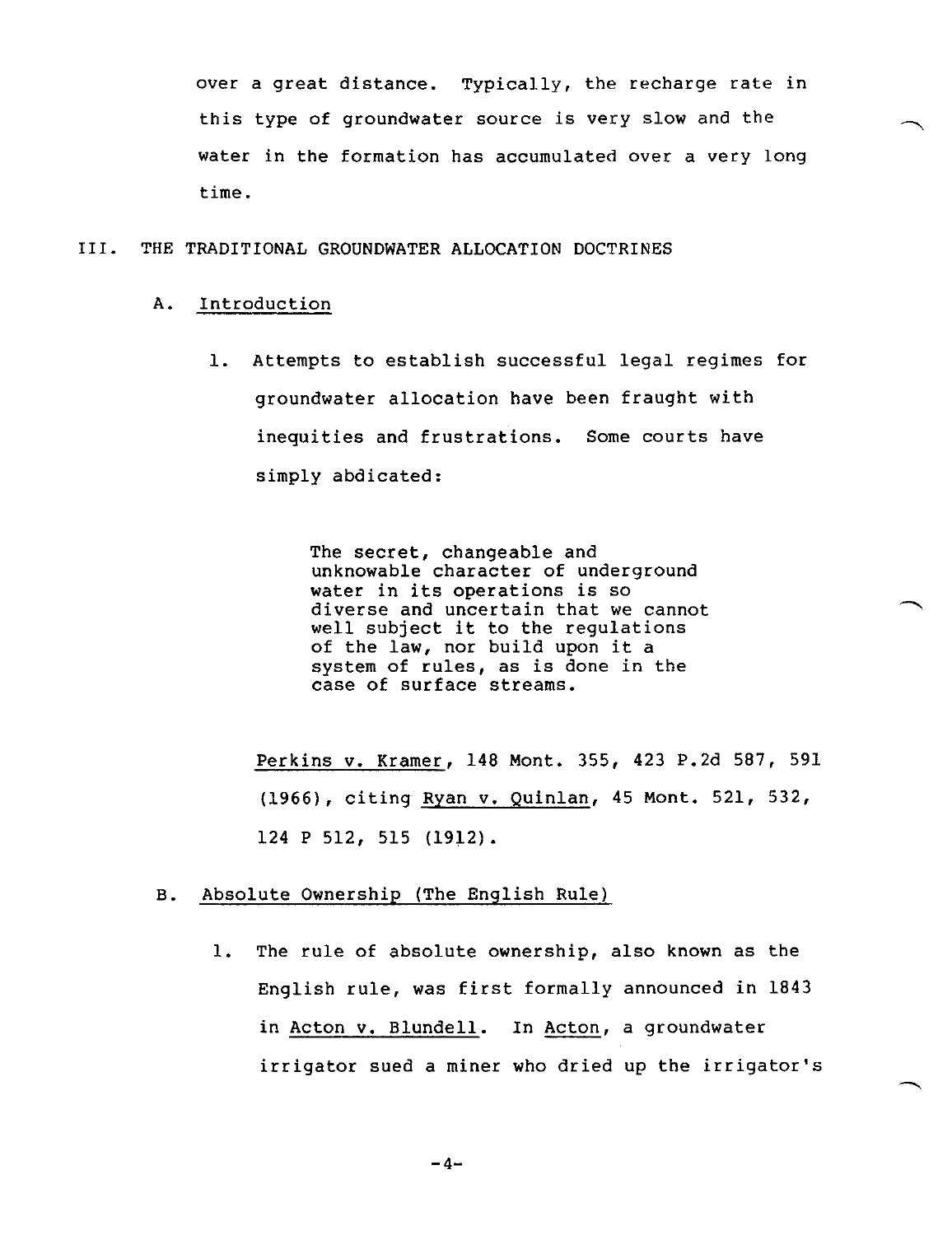over a great distance. Typically, the recharge rate in this type of groundwater source is very slow and the water in the formation has accumulated over a very long time.

## III. THE TRADITIONAL GROUNDWATER ALLOCATION DOCTRINES

### A. Introduction

1. Attempts to establish successful legal regimes for groundwater allocation have been fraught with inequities and frustrations. Some courts have simply abdicated:

> The secret, changeable and unknowable character of underground water in its operations is so diverse and uncertain that we cannot well subject it to the regulations of the law, nor build upon it a system of rules, as is done in the case of surface streams.

Perkins v. Kramer, 148 Mont. 355, 423 P.2d 587, 591 (1966), citing Ryan v. Quinlan, 45 Mont. 521, 532, 124 P 512, 515 (1912).

### B. Absolute Ownership (The English Rule)

1. The rule of absolute ownership, also known as the English rule, was first formally announced in 1843 in Acton v. Blundell. In Acton, a groundwater irrigator sued a miner who dried up the irrigator's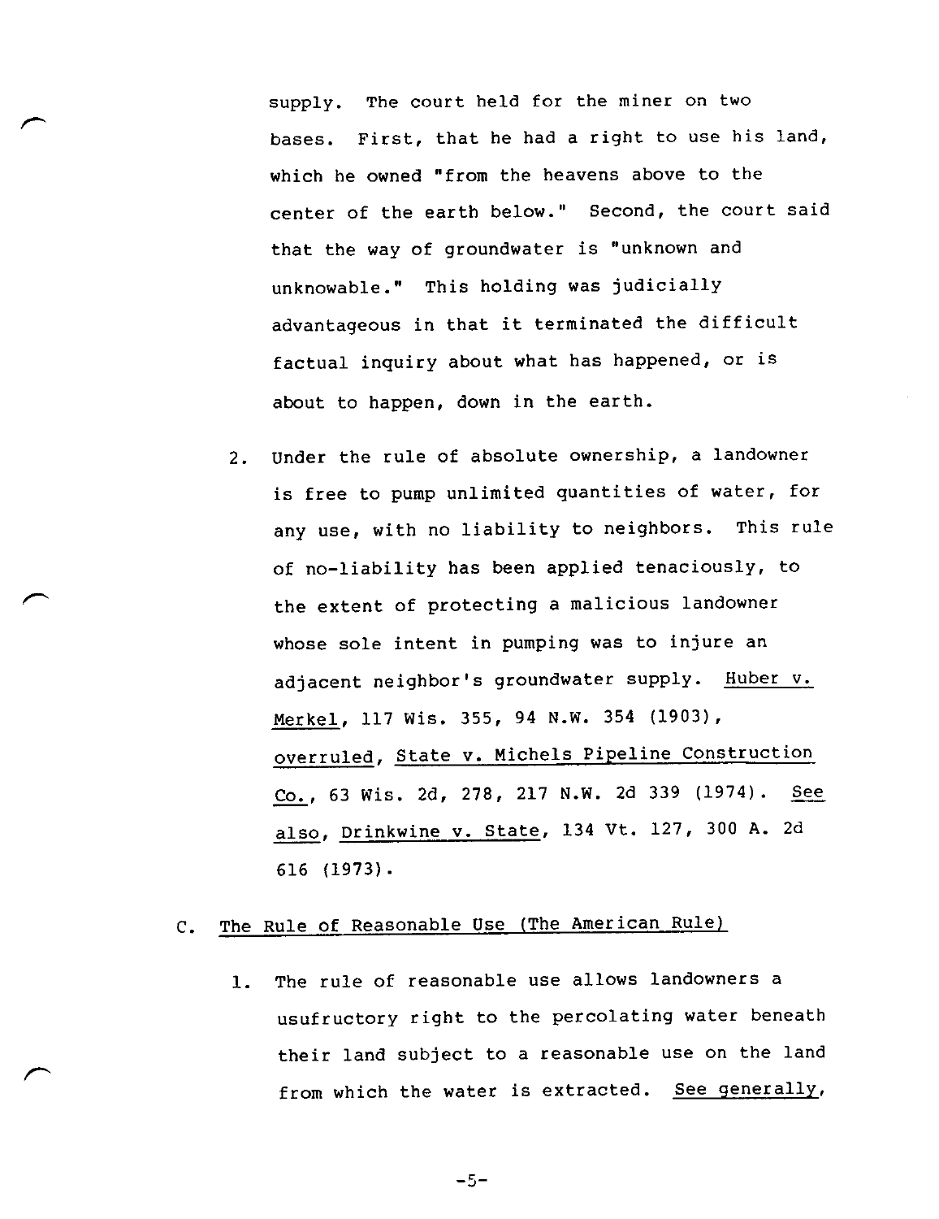supply. The court held for the miner on two bases. First, that he had a right to use his land, which he owned "from the heavens above to the center of the earth below." Second, the court said that the way of groundwater is "unknown and unknowable." This holding was judicially advantageous in that it terminated the difficult factual inquiry about what has happened, or is about to happen, down in the earth.

2. Under the rule of absolute ownership, a landowner is free to pump unlimited quantities of water, for any use, with no liability to neighbors. This rule of no-liability has been applied tenaciously, to the extent of protecting a malicious landowner whose sole intent in pumping was to injure an adjacent neighbor's groundwater supply. Huber v. Merkel, 117 Wis. 355, 94 N.W. 354 (1903), overruled, State v. Michels Pipeline Construction Co., 63 Wis. 2d, 278, 217 N.W. 2d 339 (1974). See also, Drinkwine v. State, 134 Vt. 127, 300 A. 2d 616 (1973).

## C. The Rule of Reasonable Use (The American Rule)

1. The rule of reasonable use allows landowners a usufructory right to the percolating water beneath their land subject to a reasonable use on the land from which the water is extracted. See generally,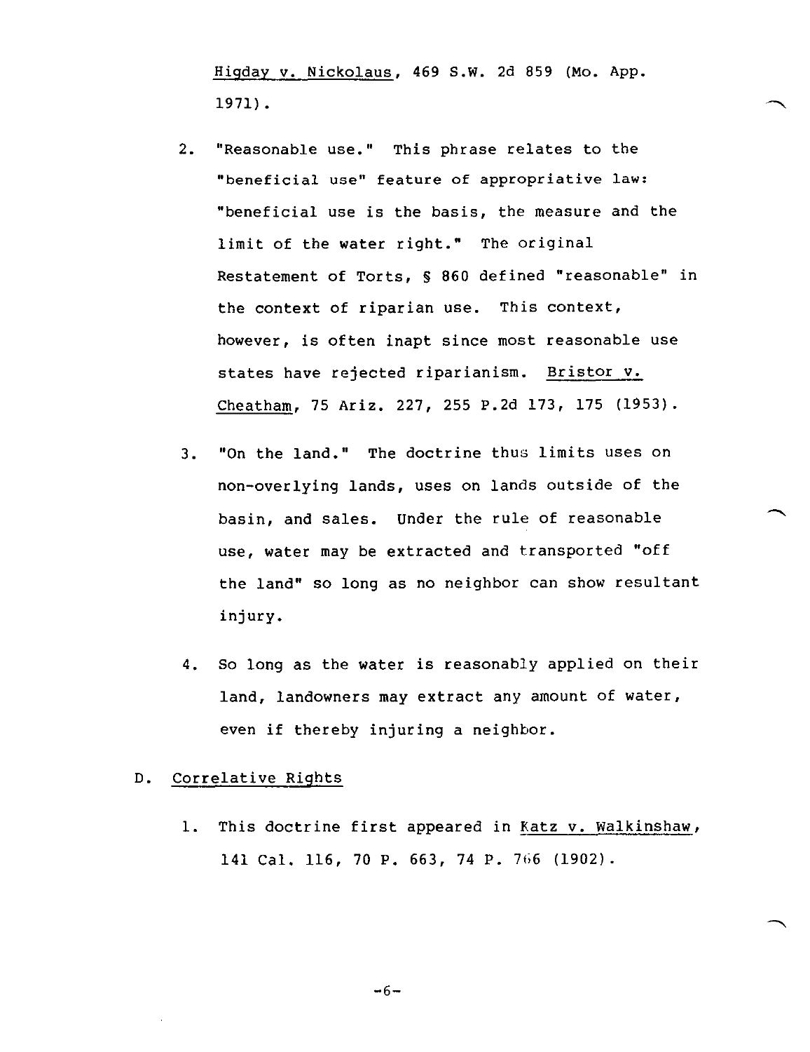Higday v. Nickolaus, 469 S.W. 2d 859 (Mo. App. 1971).

2. "Reasonable use." This phrase relates to the "beneficial use" feature of appropriative law: "beneficial use is the basis, the measure and the limit of the water right." The original Restatement of Torts, § 860 defined "reasonable" in the context of riparian use. This context, however, is often inapt since most reasonable use states have rejected riparianism. Bristor v. Cheatham, 75 Ariz. 227, 255 P.2d 173, 175 (1953).

3. "On the land." The doctrine thus limits uses on non-overlying lands, uses on lands outside of the basin, and sales. Under the rule of reasonable use, water may be extracted and transported "off the land" so long as no neighbor can show resultant injury.

4. So long as the water is reasonably applied on their land, landowners may extract any amount of water, even if thereby injuring a neighbor.

D. Correlative Rights

1. This doctrine first appeared in Katz v. Walkinshaw, 141 Cal. 116, 70 P. 663, 74 P. 766 (1902).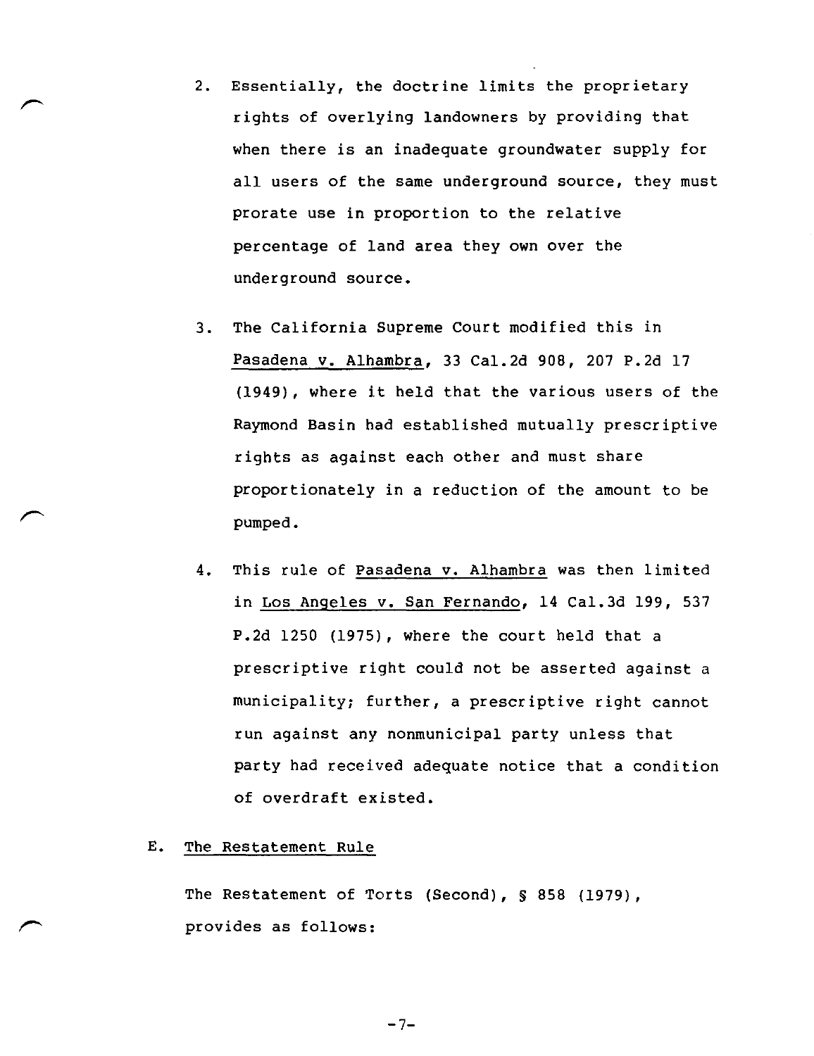2. Essentially, the doctrine limits the proprietary rights of overlying landowners by providing that when there is an inadequate groundwater supply for all users of the same underground source, they must prorate use in proportion to the relative percentage of land area they own over the underground source.

3. The California Supreme Court modified this in Pasadena v. Alhambra, 33 Cal.2d 908, 207 P.2d 17 (1949), where it held that the various users of the Raymond Basin had established mutually prescriptive rights as against each other and must share proportionately in a reduction of the amount to be pumped.

4. This rule of Pasadena v. Alhambra was then limited in Los Angeles v. San Fernando, 14 Cal.3d 199, 537 P.2d 1250 (1975), where the court held that a prescriptive right could not be asserted against a municipality; further, a prescriptive right cannot run against any nonmunicipal party unless that party had received adequate notice that a condition of overdraft existed.

## E. The Restatement Rule

The Restatement of Torts (Second), § 858 (1979), provides as follows: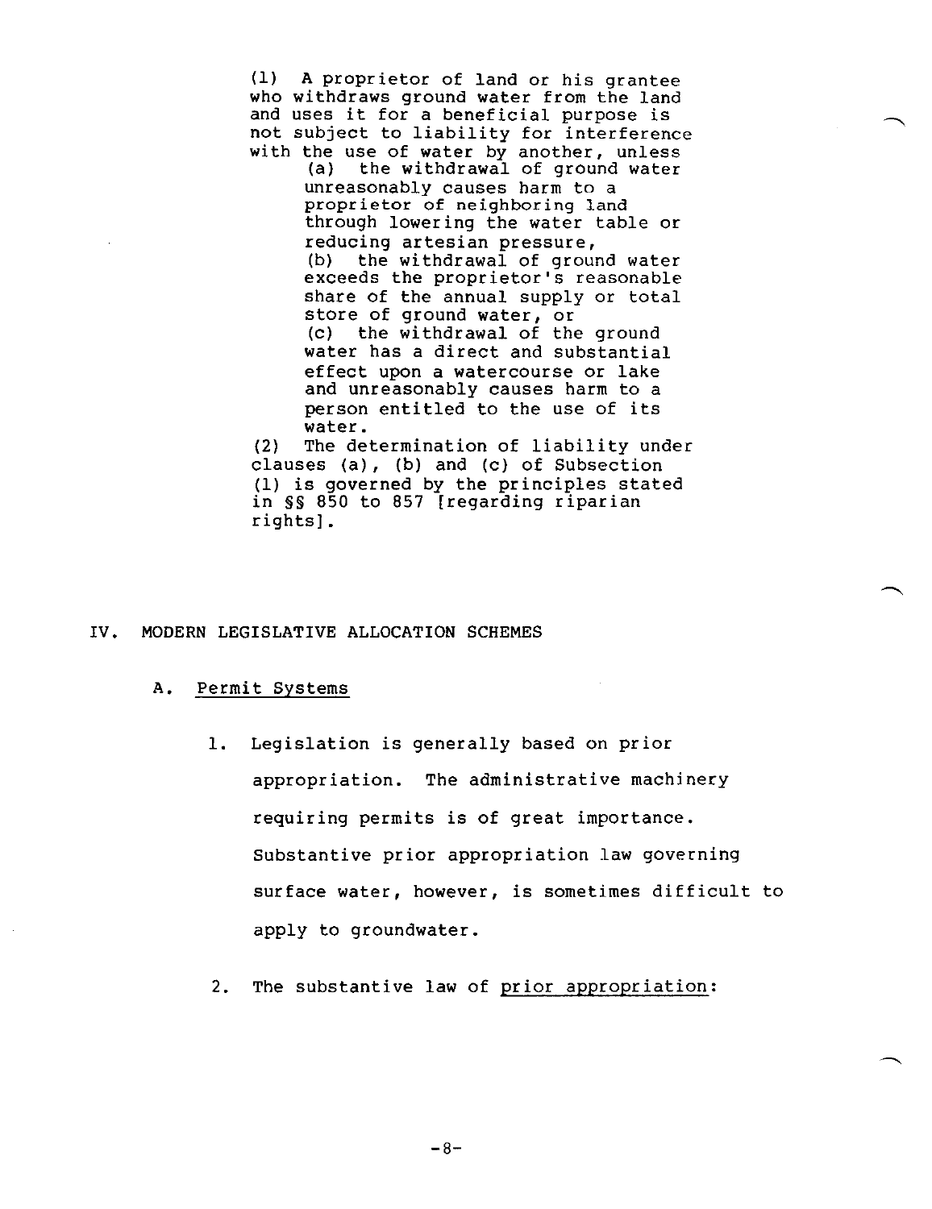(1) A proprietor of land or his grantee who withdraws ground water from the land and uses it for a beneficial purpose is not subject to liability for interference with the use of water by another, unless

(a) the withdrawal of ground water unreasonably causes harm to a proprietor of neighboring land through lowering the water table or reducing artesian pressure,

(b) the withdrawal of ground water exceeds the proprietor's reasonable share of the annual supply or total store of ground water, or

(c) the withdrawal of the ground water has a direct and substantial effect upon a watercourse or lake and unreasonably causes harm to a person entitled to the use of its water.

(2) The determination of liability under clauses (a), (b) and (c) of Subsection (1) is governed by the principles stated in §§ 850 to 857 [regarding riparian rights].

## IV. MODERN LEGISLATIVE ALLOCATION SCHEMES

### A. Permit Systems

1. Legislation is generally based on prior appropriation. The administrative machinery requiring permits is of great importance. Substantive prior appropriation law governing surface water, however, is sometimes difficult to apply to groundwater.

2. The substantive law of prior appropriation: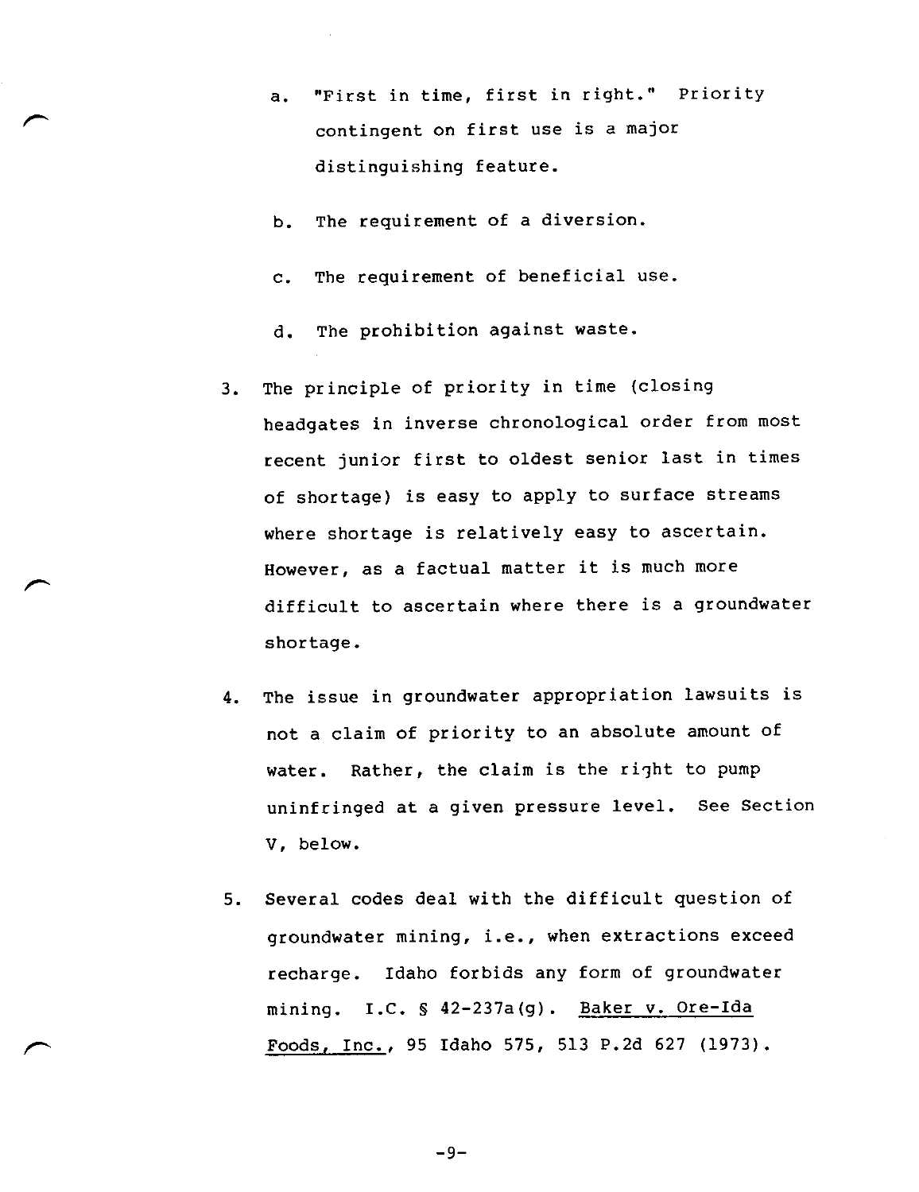a. "First in time, first in right." Priority contingent on first use is a major distinguishing feature.

   b. The requirement of a diversion.

   c. The requirement of beneficial use.

   d. The prohibition against waste.

3. The principle of priority in time (closing headgates in inverse chronological order from most recent junior first to oldest senior last in times of shortage) is easy to apply to surface streams where shortage is relatively easy to ascertain. However, as a factual matter it is much more difficult to ascertain where there is a groundwater shortage.

4. The issue in groundwater appropriation lawsuits is not a claim of priority to an absolute amount of water. Rather, the claim is the right to pump uninfringed at a given pressure level. See Section V, below.

5. Several codes deal with the difficult question of groundwater mining, i.e., when extractions exceed recharge. Idaho forbids any form of groundwater mining. I.C. § 42-237a(g). Baker v. Ore-Ida Foods, Inc., 95 Idaho 575, 513 P.2d 627 (1973).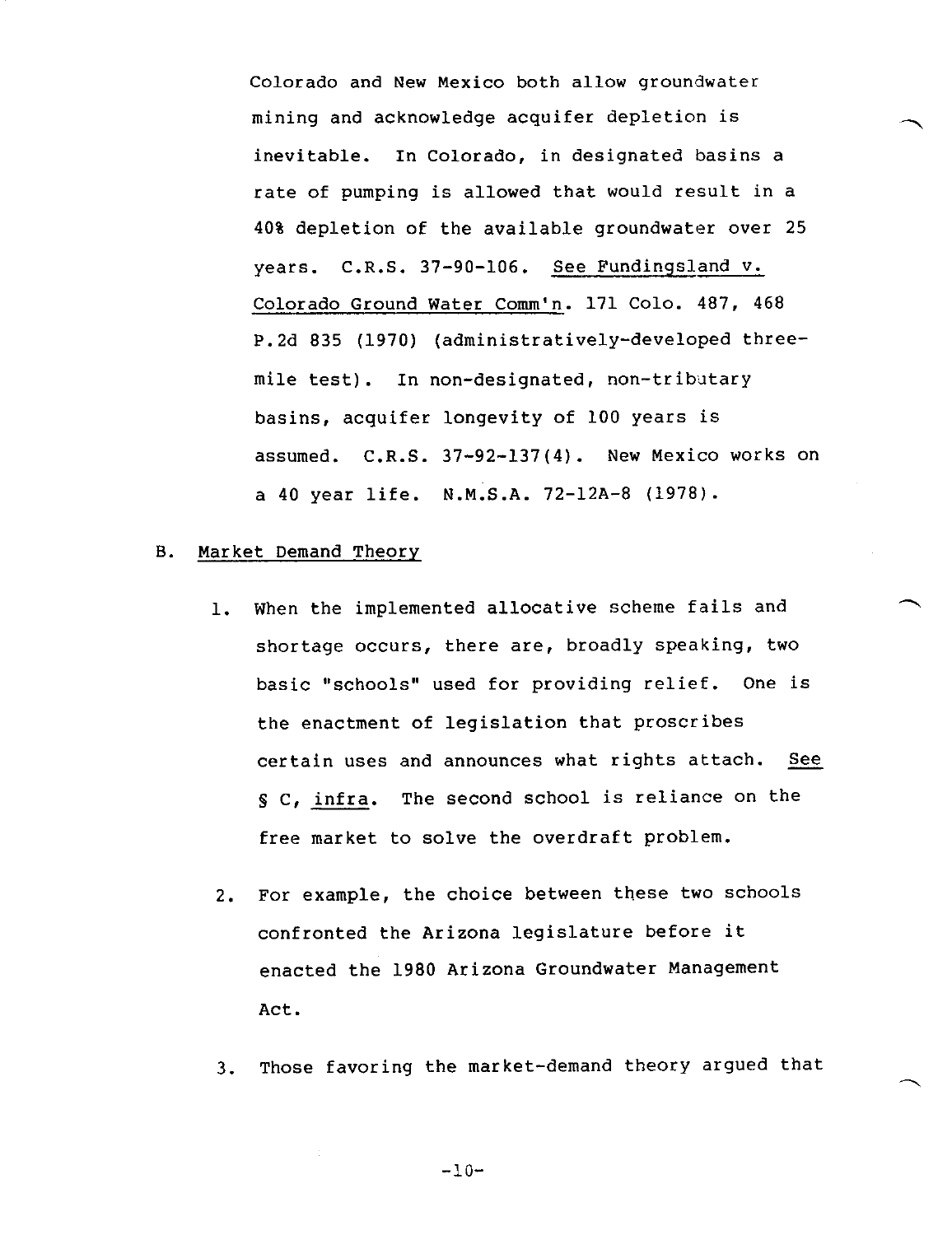Colorado and New Mexico both allow groundwater mining and acknowledge acquifer depletion is inevitable. In Colorado, in designated basins a rate of pumping is allowed that would result in a 40% depletion of the available groundwater over 25 years. C.R.S. 37-90-106. <u>See Fundingsland v. Colorado Ground Water Comm'n</u>. 171 Colo. 487, 468 P.2d 835 (1970) (administratively-developed three-mile test). In non-designated, non-tributary basins, acquifer longevity of 100 years is assumed. C.R.S. 37-92-137(4). New Mexico works on a 40 year life. N.M.S.A. 72-12A-8 (1978).

B. <u>Market Demand Theory</u>

1. When the implemented allocative scheme fails and shortage occurs, there are, broadly speaking, two basic "schools" used for providing relief. One is the enactment of legislation that proscribes certain uses and announces what rights attach. <u>See</u> § C, <u>infra</u>. The second school is reliance on the free market to solve the overdraft problem.

2. For example, the choice between these two schools confronted the Arizona legislature before it enacted the 1980 Arizona Groundwater Management Act.

3. Those favoring the market-demand theory argued that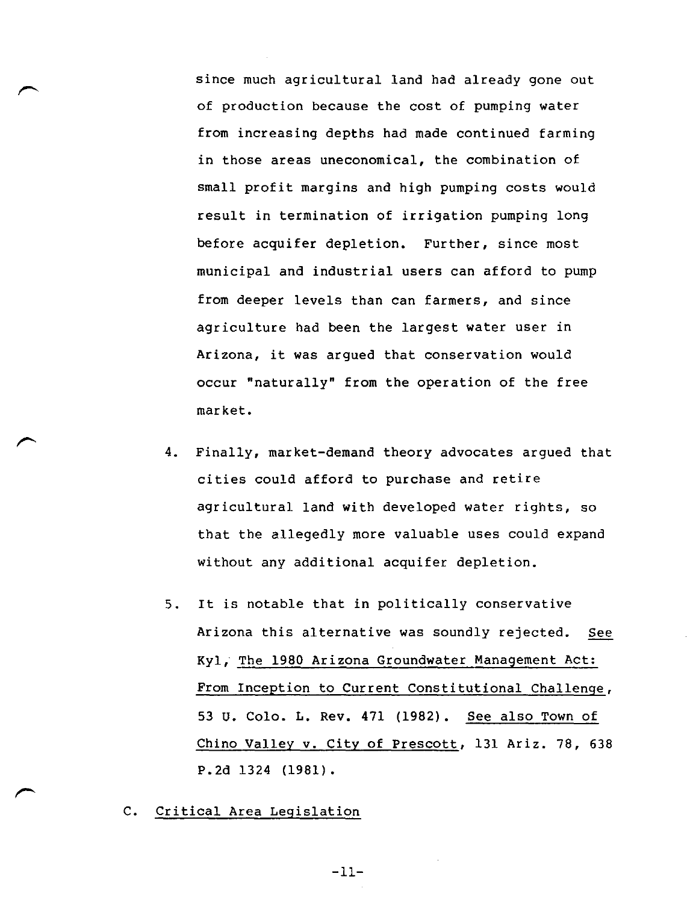since much agricultural land had already gone out of production because the cost of pumping water from increasing depths had made continued farming in those areas uneconomical, the combination of small profit margins and high pumping costs would result in termination of irrigation pumping long before acquifer depletion. Further, since most municipal and industrial users can afford to pump from deeper levels than can farmers, and since agriculture had been the largest water user in Arizona, it was argued that conservation would occur "naturally" from the operation of the free market.

4. Finally, market-demand theory advocates argued that cities could afford to purchase and retire agricultural land with developed water rights, so that the allegedly more valuable uses could expand without any additional acquifer depletion.

5. It is notable that in politically conservative Arizona this alternative was soundly rejected. See Kyl, The 1980 Arizona Groundwater Management Act: From Inception to Current Constitutional Challenge, 53 U. Colo. L. Rev. 471 (1982). See also Town of Chino Valley v. City of Prescott, 131 Ariz. 78, 638 P.2d 1324 (1981).

C. Critical Area Legislation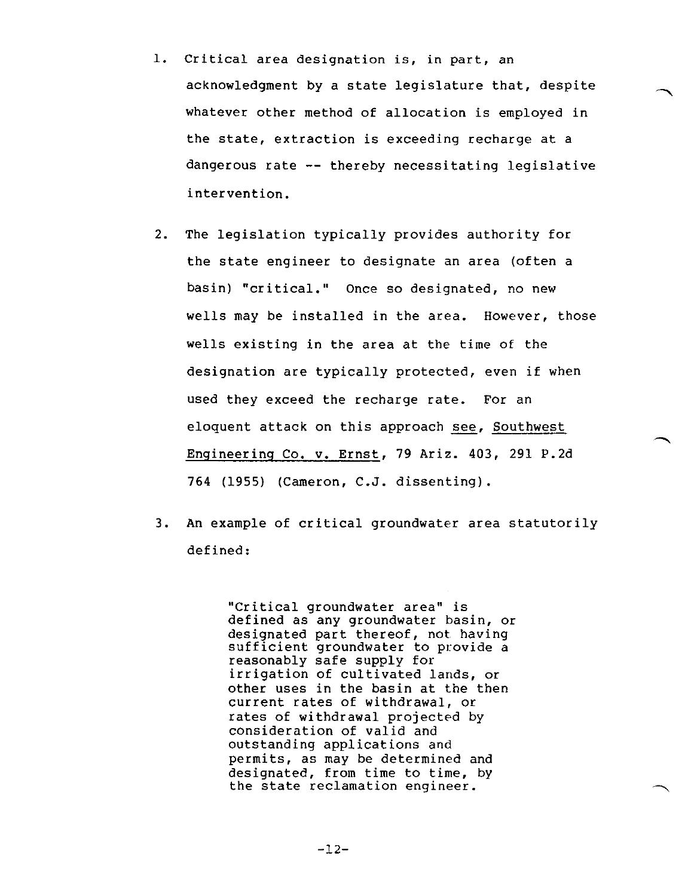1. Critical area designation is, in part, an acknowledgment by a state legislature that, despite whatever other method of allocation is employed in the state, extraction is exceeding recharge at a dangerous rate -- thereby necessitating legislative intervention.

2. The legislation typically provides authority for the state engineer to designate an area (often a basin) "critical." Once so designated, no new wells may be installed in the area. However, those wells existing in the area at the time of the designation are typically protected, even if when used they exceed the recharge rate. For an eloquent attack on this approach _see_, _Southwest Engineering Co. v. Ernst_, 79 Ariz. 403, 291 P.2d 764 (1955) (Cameron, C.J. dissenting).

3. An example of critical groundwater area statutorily defined:

> "Critical groundwater area" is defined as any groundwater basin, or designated part thereof, not having sufficient groundwater to provide a reasonably safe supply for irrigation of cultivated lands, or other uses in the basin at the then current rates of withdrawal, or rates of withdrawal projected by consideration of valid and outstanding applications and permits, as may be determined and designated, from time to time, by the state reclamation engineer.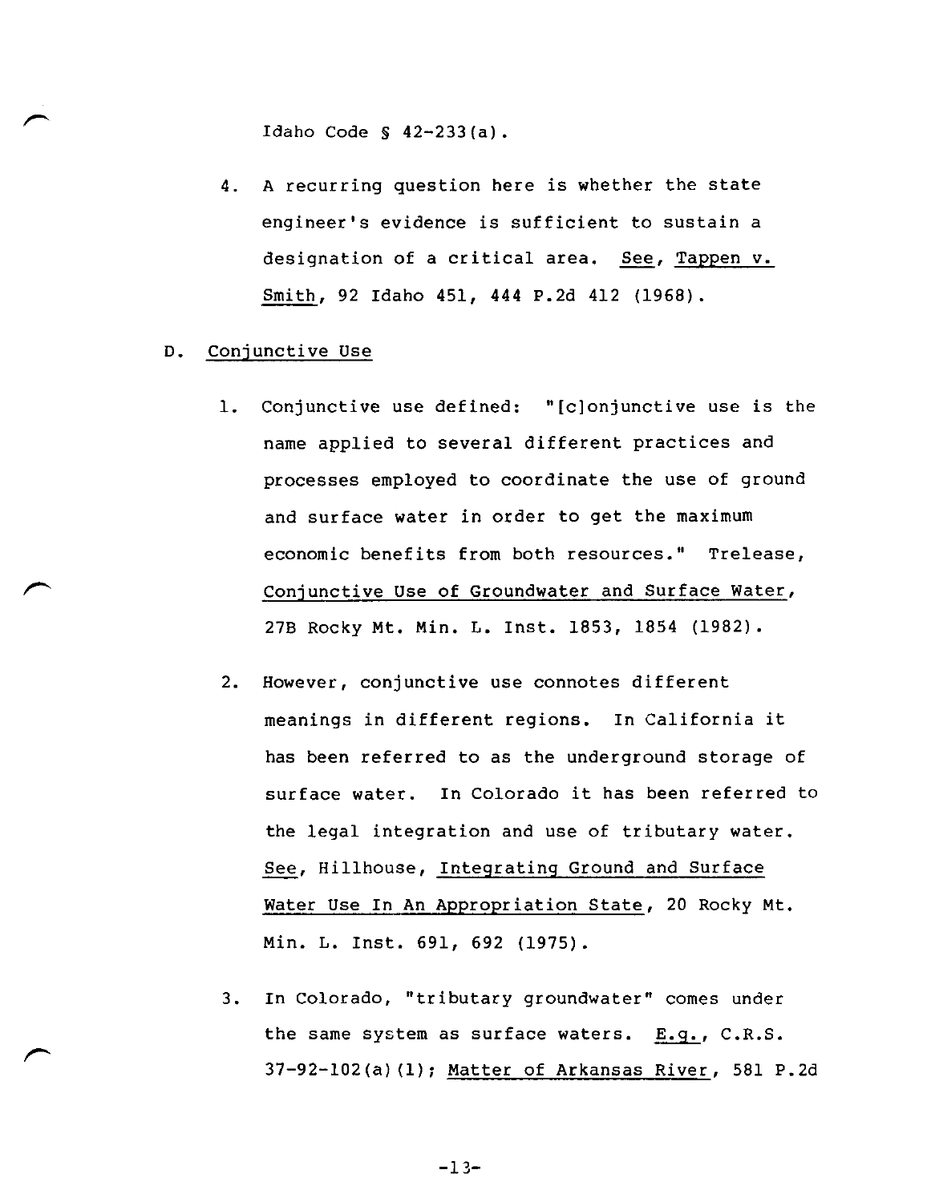Idaho Code § 42-233(a).

4. A recurring question here is whether the state engineer's evidence is sufficient to sustain a designation of a critical area. See, Tappen v. Smith, 92 Idaho 451, 444 P.2d 412 (1968).

D. Conjunctive Use

1. Conjunctive use defined: "[c]onjunctive use is the name applied to several different practices and processes employed to coordinate the use of ground and surface water in order to get the maximum economic benefits from both resources." Trelease, Conjunctive Use of Groundwater and Surface Water, 27B Rocky Mt. Min. L. Inst. 1853, 1854 (1982).

2. However, conjunctive use connotes different meanings in different regions. In California it has been referred to as the underground storage of surface water. In Colorado it has been referred to the legal integration and use of tributary water. See, Hillhouse, Integrating Ground and Surface Water Use In An Appropriation State, 20 Rocky Mt. Min. L. Inst. 691, 692 (1975).

3. In Colorado, "tributary groundwater" comes under the same system as surface waters. E.g., C.R.S. 37-92-102(a)(1); Matter of Arkansas River, 581 P.2d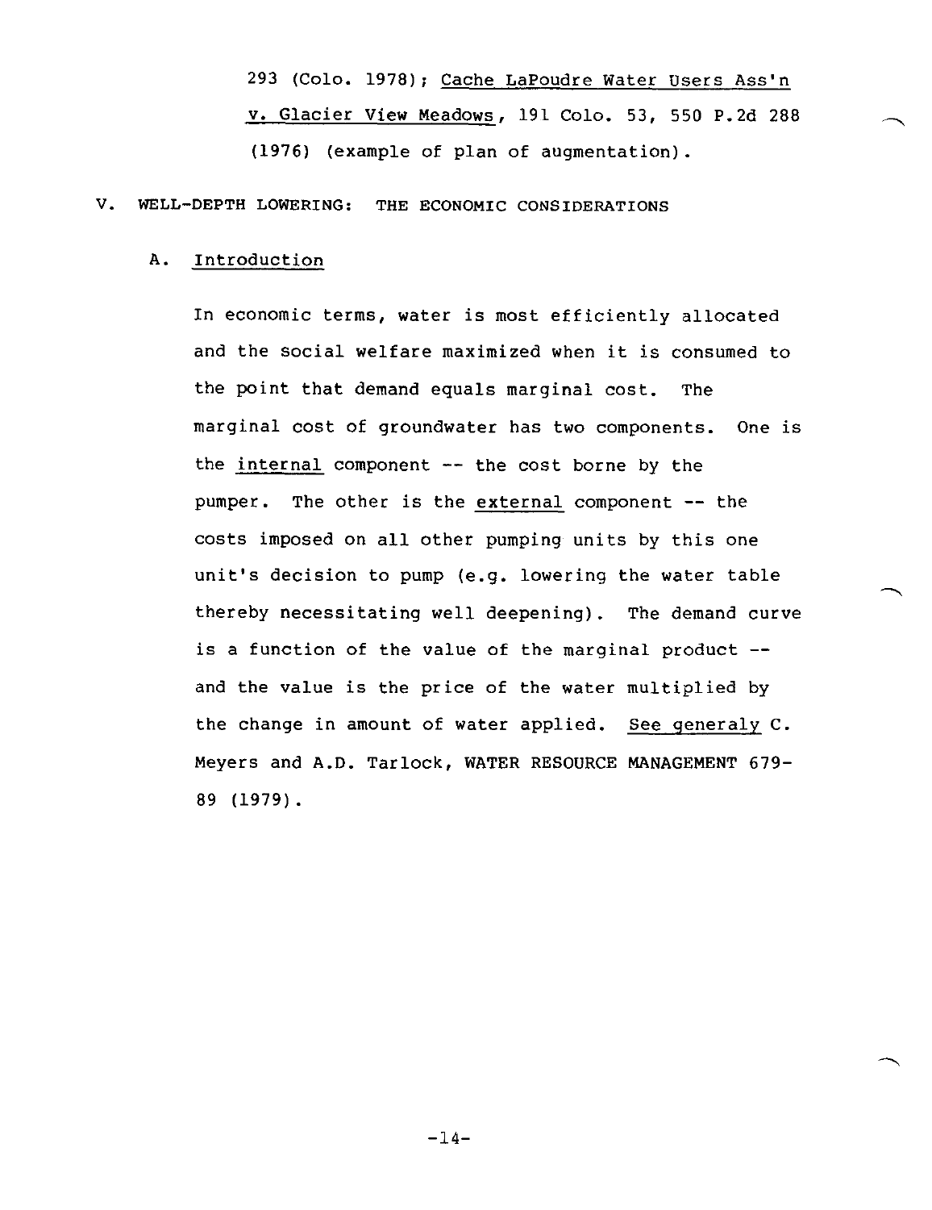293 (Colo. 1978); Cache LaPoudre Water Users Ass'n v. Glacier View Meadows, 191 Colo. 53, 550 P.2d 288 (1976) (example of plan of augmentation).

## V. WELL-DEPTH LOWERING: THE ECONOMIC CONSIDERATIONS

### A. Introduction

In economic terms, water is most efficiently allocated and the social welfare maximized when it is consumed to the point that demand equals marginal cost. The marginal cost of groundwater has two components. One is the internal component -- the cost borne by the pumper. The other is the external component -- the costs imposed on all other pumping units by this one unit's decision to pump (e.g. lowering the water table thereby necessitating well deepening). The demand curve is a function of the value of the marginal product -- and the value is the price of the water multiplied by the change in amount of water applied. See generaly C. Meyers and A.D. Tarlock, WATER RESOURCE MANAGEMENT 679-89 (1979).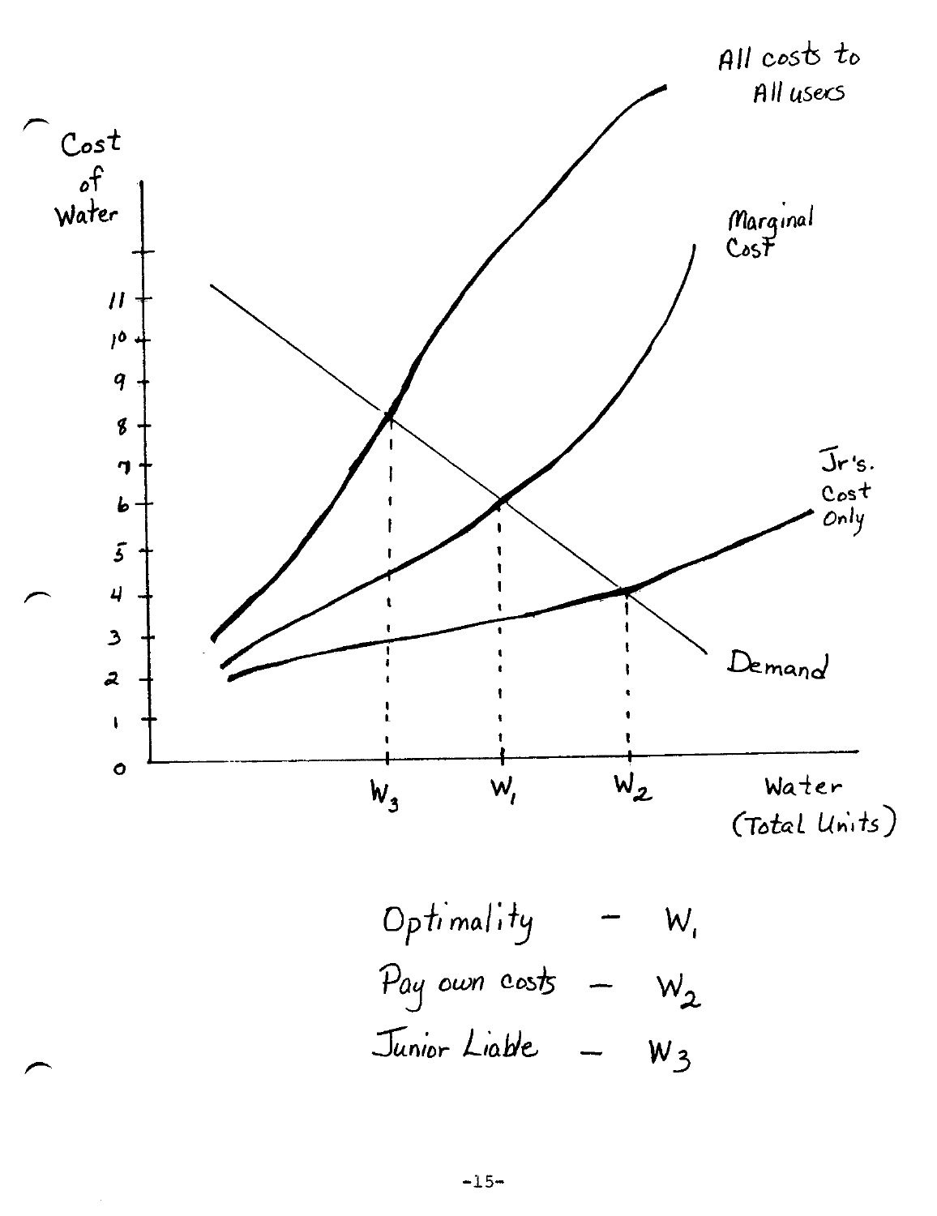Optimality — $W_1$

Pay own costs — $W_2$

Junior Liable — $W_3$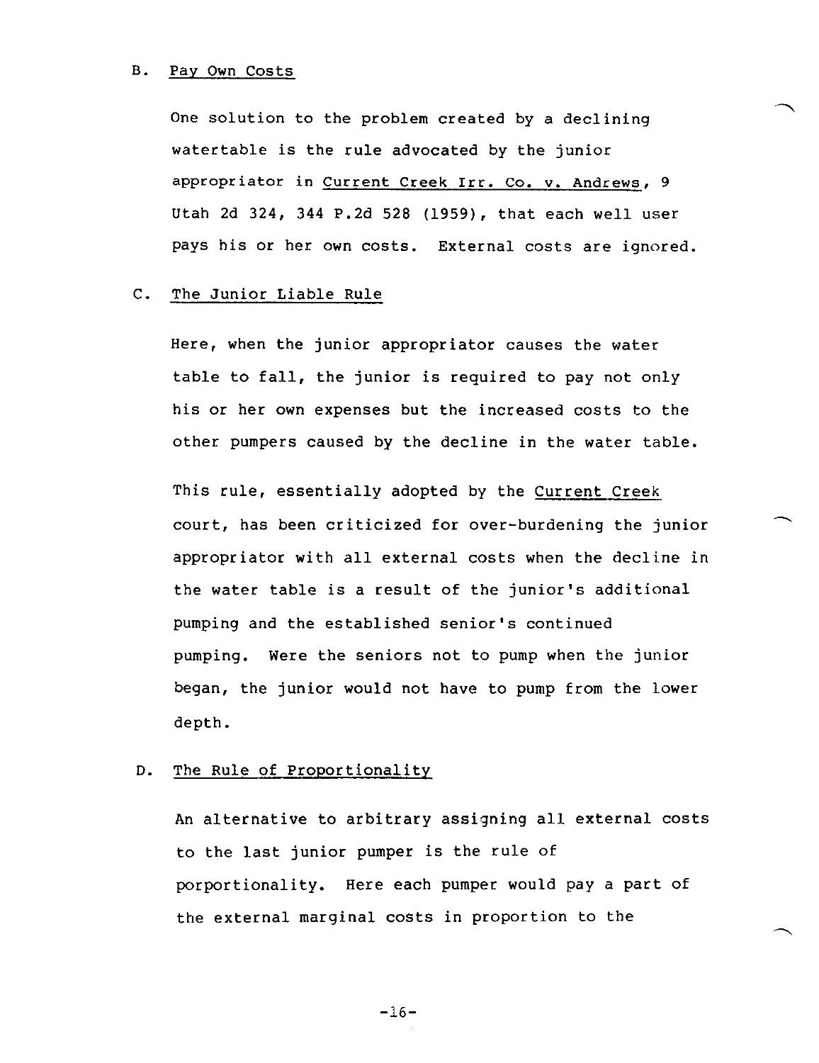B. Pay Own Costs

One solution to the problem created by a declining watertable is the rule advocated by the junior appropriator in Current Creek Irr. Co. v. Andrews, 9 Utah 2d 324, 344 P.2d 528 (1959), that each well user pays his or her own costs. External costs are ignored.

C. The Junior Liable Rule

Here, when the junior appropriator causes the water table to fall, the junior is required to pay not only his or her own expenses but the increased costs to the other pumpers caused by the decline in the water table.

This rule, essentially adopted by the Current Creek court, has been criticized for over-burdening the junior appropriator with all external costs when the decline in the water table is a result of the junior's additional pumping and the established senior's continued pumping. Were the seniors not to pump when the junior began, the junior would not have to pump from the lower depth.

D. The Rule of Proportionality

An alternative to arbitrary assigning all external costs to the last junior pumper is the rule of porportionality. Here each pumper would pay a part of the external marginal costs in proportion to the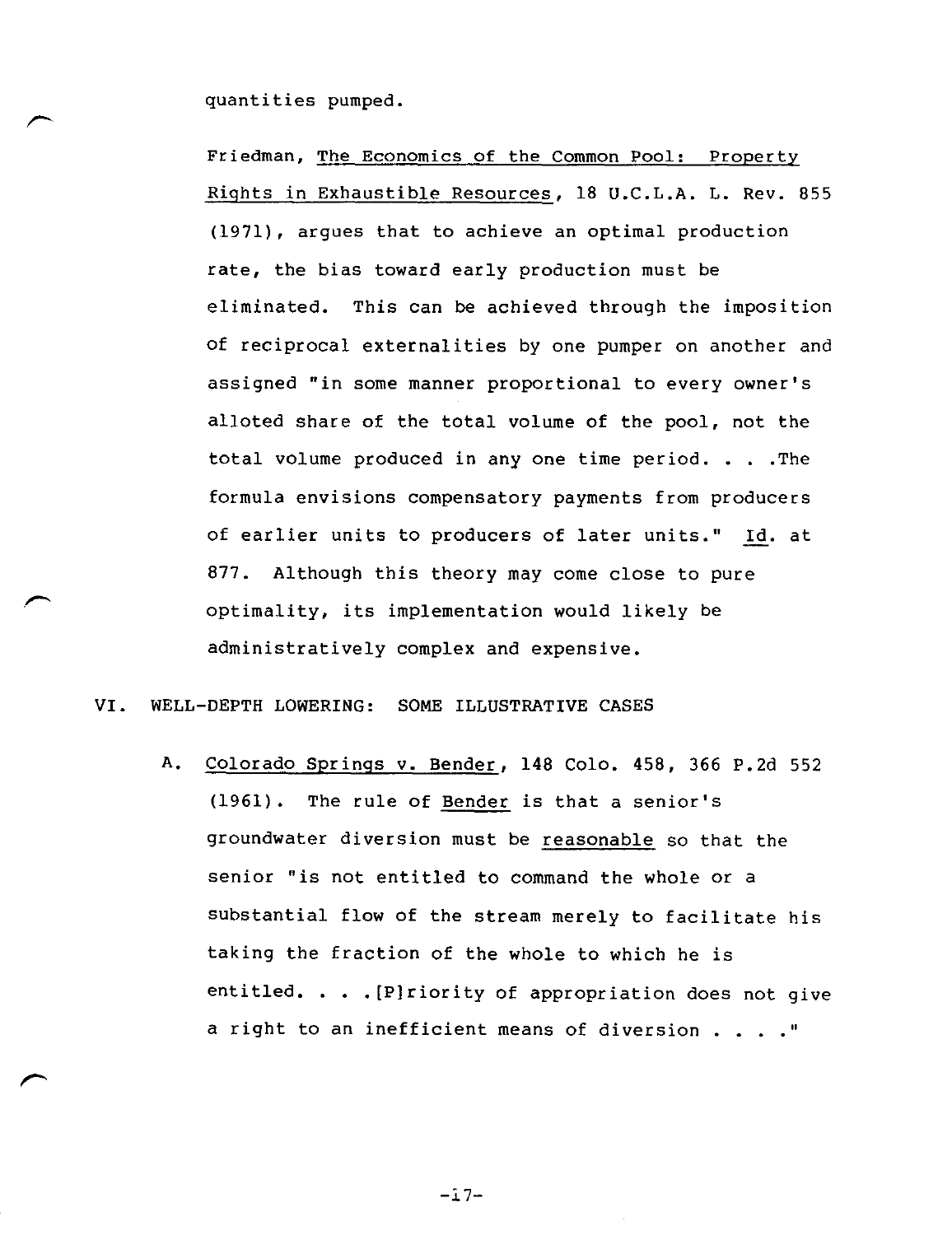quantities pumped.

Friedman, The Economics of the Common Pool: Property Rights in Exhaustible Resources, 18 U.C.L.A. L. Rev. 855 (1971), argues that to achieve an optimal production rate, the bias toward early production must be eliminated. This can be achieved through the imposition of reciprocal externalities by one pumper on another and assigned "in some manner proportional to every owner's alloted share of the total volume of the pool, not the total volume produced in any one time period. . . .The formula envisions compensatory payments from producers of earlier units to producers of later units." Id. at 877. Although this theory may come close to pure optimality, its implementation would likely be administratively complex and expensive.

## VI. WELL-DEPTH LOWERING: SOME ILLUSTRATIVE CASES

A. Colorado Springs v. Bender, 148 Colo. 458, 366 P.2d 552 (1961). The rule of Bender is that a senior's groundwater diversion must be reasonable so that the senior "is not entitled to command the whole or a substantial flow of the stream merely to facilitate his taking the fraction of the whole to which he is entitled. . . .[P]riority of appropriation does not give a right to an inefficient means of diversion . . . ."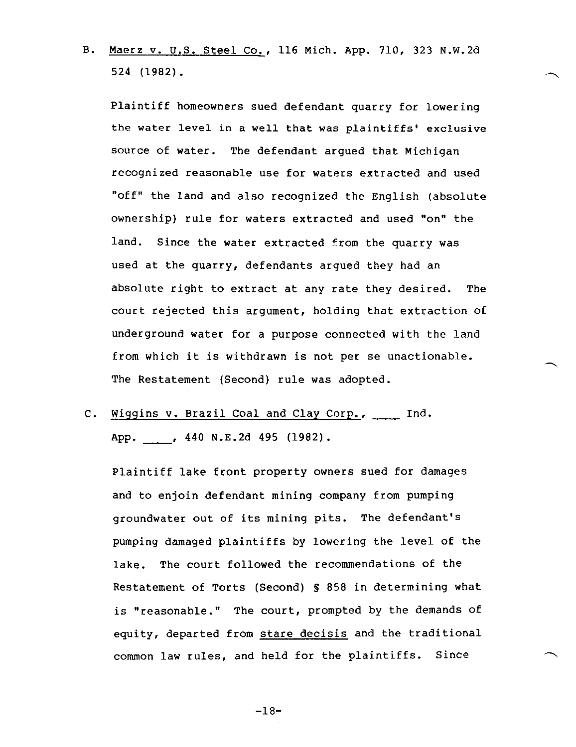B. Maerz v. U.S. Steel Co., 116 Mich. App. 710, 323 N.W.2d 524 (1982).

Plaintiff homeowners sued defendant quarry for lowering the water level in a well that was plaintiffs' exclusive source of water. The defendant argued that Michigan recognized reasonable use for waters extracted and used "off" the land and also recognized the English (absolute ownership) rule for waters extracted and used "on" the land. Since the water extracted from the quarry was used at the quarry, defendants argued they had an absolute right to extract at any rate they desired. The court rejected this argument, holding that extraction of underground water for a purpose connected with the land from which it is withdrawn is not per se unactionable. The Restatement (Second) rule was adopted.

C. Wiggins v. Brazil Coal and Clay Corp., ____ Ind. App. ____, 440 N.E.2d 495 (1982).

Plaintiff lake front property owners sued for damages and to enjoin defendant mining company from pumping groundwater out of its mining pits. The defendant's pumping damaged plaintiffs by lowering the level of the lake. The court followed the recommendations of the Restatement of Torts (Second) § 858 in determining what is "reasonable." The court, prompted by the demands of equity, departed from stare decisis and the traditional common law rules, and held for the plaintiffs. Since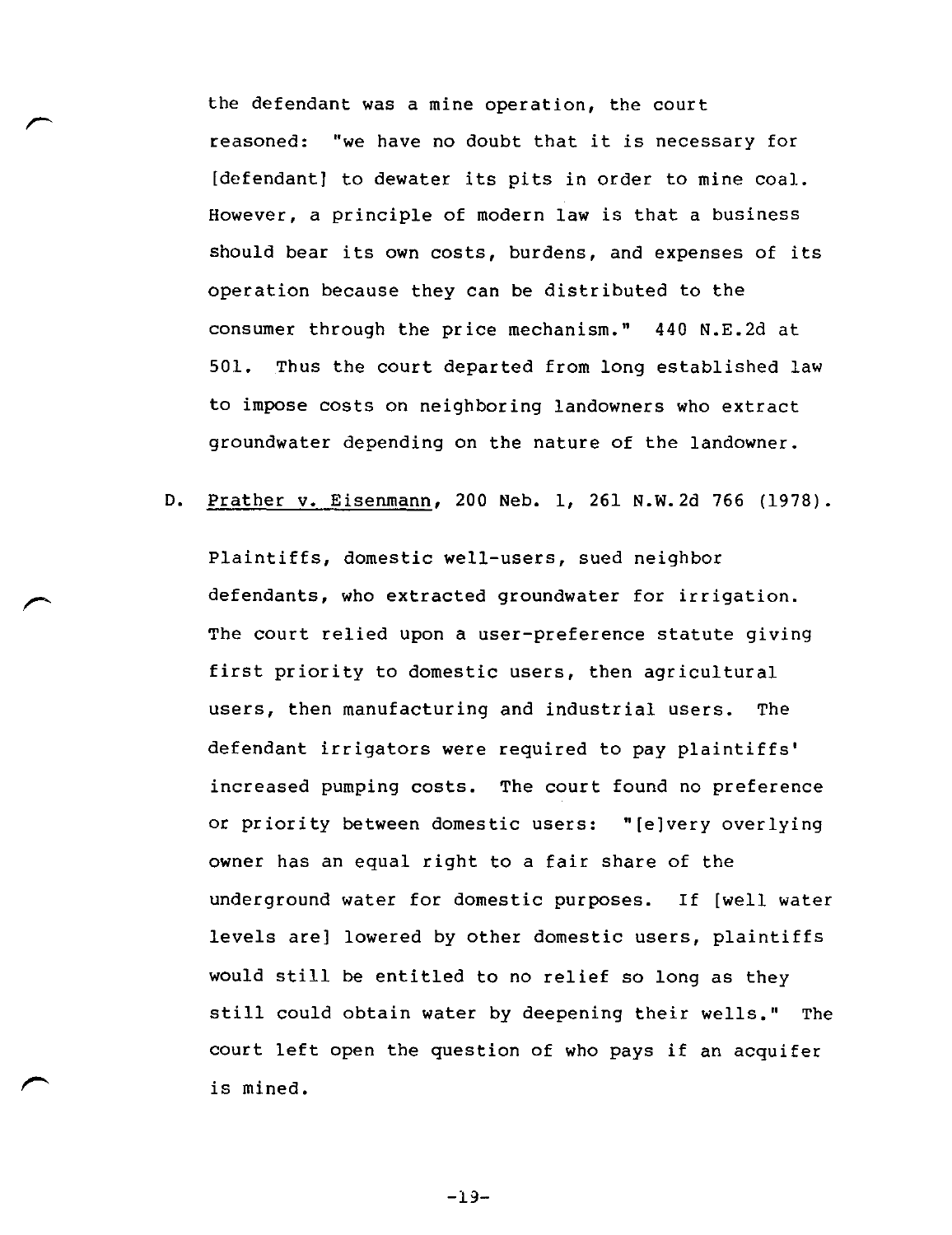the defendant was a mine operation, the court reasoned: "we have no doubt that it is necessary for [defendant] to dewater its pits in order to mine coal. However, a principle of modern law is that a business should bear its own costs, burdens, and expenses of its operation because they can be distributed to the consumer through the price mechanism." 440 N.E.2d at 501. Thus the court departed from long established law to impose costs on neighboring landowners who extract groundwater depending on the nature of the landowner.

D. Prather v. Eisenmann, 200 Neb. 1, 261 N.W.2d 766 (1978).

Plaintiffs, domestic well-users, sued neighbor defendants, who extracted groundwater for irrigation. The court relied upon a user-preference statute giving first priority to domestic users, then agricultural users, then manufacturing and industrial users. The defendant irrigators were required to pay plaintiffs' increased pumping costs. The court found no preference or priority between domestic users: "[e]very overlying owner has an equal right to a fair share of the underground water for domestic purposes. If [well water levels are] lowered by other domestic users, plaintiffs would still be entitled to no relief so long as they still could obtain water by deepening their wells." The court left open the question of who pays if an acquifer is mined.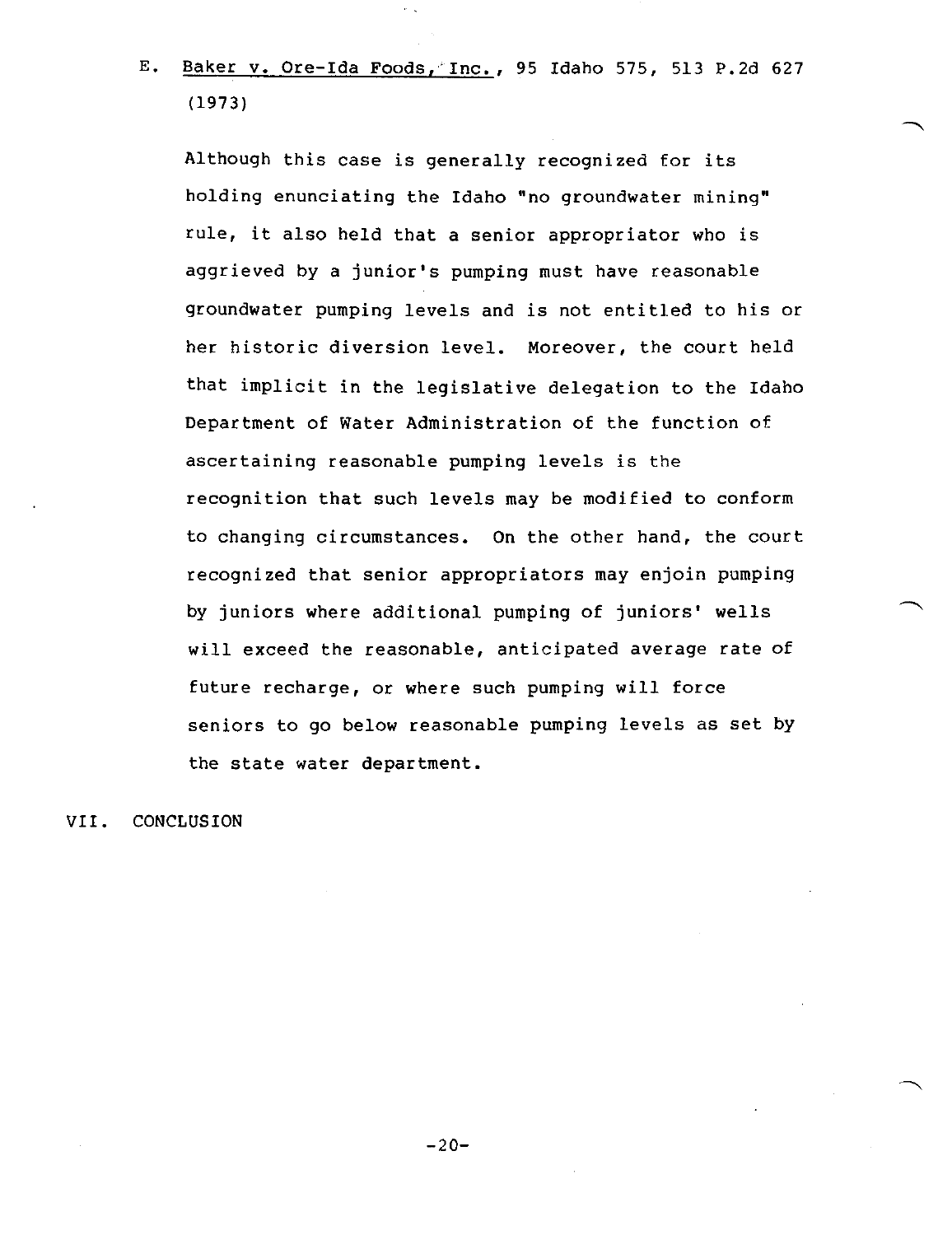E. Baker v. Ore-Ida Foods, Inc., 95 Idaho 575, 513 P.2d 627 (1973)

Although this case is generally recognized for its holding enunciating the Idaho "no groundwater mining" rule, it also held that a senior appropriator who is aggrieved by a junior's pumping must have reasonable groundwater pumping levels and is not entitled to his or her historic diversion level. Moreover, the court held that implicit in the legislative delegation to the Idaho Department of Water Administration of the function of ascertaining reasonable pumping levels is the recognition that such levels may be modified to conform to changing circumstances. On the other hand, the court recognized that senior appropriators may enjoin pumping by juniors where additional pumping of juniors' wells will exceed the reasonable, anticipated average rate of future recharge, or where such pumping will force seniors to go below reasonable pumping levels as set by the state water department.

## VII. CONCLUSION